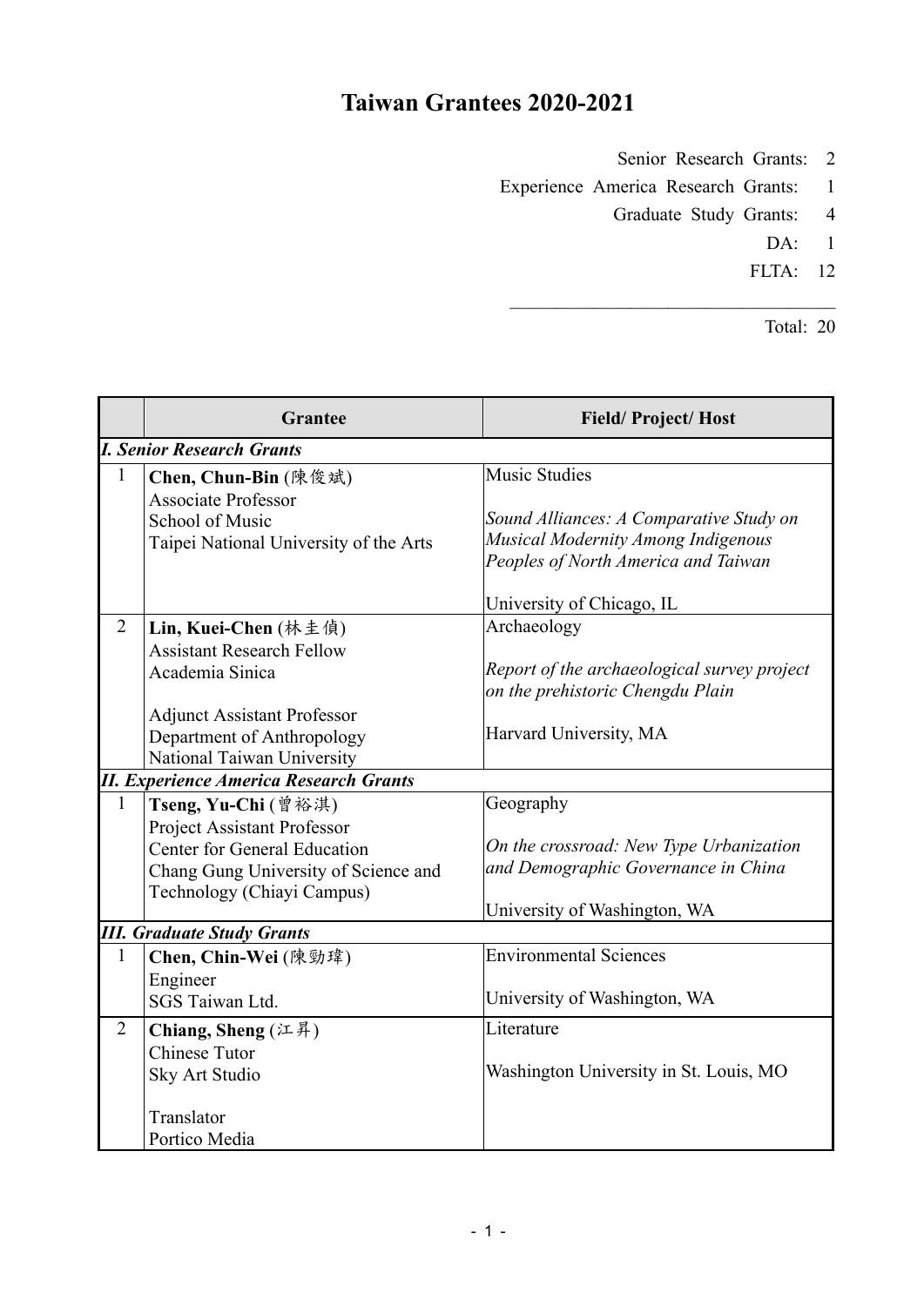# Taiwan Grantees 2020-2021

| | |
|---|---|
| Senior Research Grants: | 2 |
| Experience America Research Grants: | 1 |
| Graduate Study Grants: | 4 |
| DA: | 1 |
| FLTA: | 12 |
| Total: | 20 |

| | Grantee | Field/ Project/ Host |
|---|---|---|
| ***I. Senior Research Grants*** | | |
| 1 | **Chen, Chun-Bin** (陳俊斌)<br>Associate Professor<br>School of Music<br>Taipei National University of the Arts | Music Studies<br><br>*Sound Alliances: A Comparative Study on Musical Modernity Among Indigenous Peoples of North America and Taiwan*<br><br>University of Chicago, IL |
| 2 | **Lin, Kuei-Chen** (林圭偵)<br>Assistant Research Fellow<br>Academia Sinica<br><br>Adjunct Assistant Professor<br>Department of Anthropology<br>National Taiwan University | Archaeology<br><br>*Report of the archaeological survey project on the prehistoric Chengdu Plain*<br><br>Harvard University, MA |
| ***II. Experience America Research Grants*** | | |
| 1 | **Tseng, Yu-Chi** (曾裕淇)<br>Project Assistant Professor<br>Center for General Education<br>Chang Gung University of Science and Technology (Chiayi Campus) | Geography<br><br>*On the crossroad: New Type Urbanization and Demographic Governance in China*<br><br>University of Washington, WA |
| ***III. Graduate Study Grants*** | | |
| 1 | **Chen, Chin-Wei** (陳勁瑋)<br>Engineer<br>SGS Taiwan Ltd. | Environmental Sciences<br><br>University of Washington, WA |
| 2 | **Chiang, Sheng** (江昇)<br>Chinese Tutor<br>Sky Art Studio<br><br>Translator<br>Portico Media | Literature<br><br>Washington University in St. Louis, MO |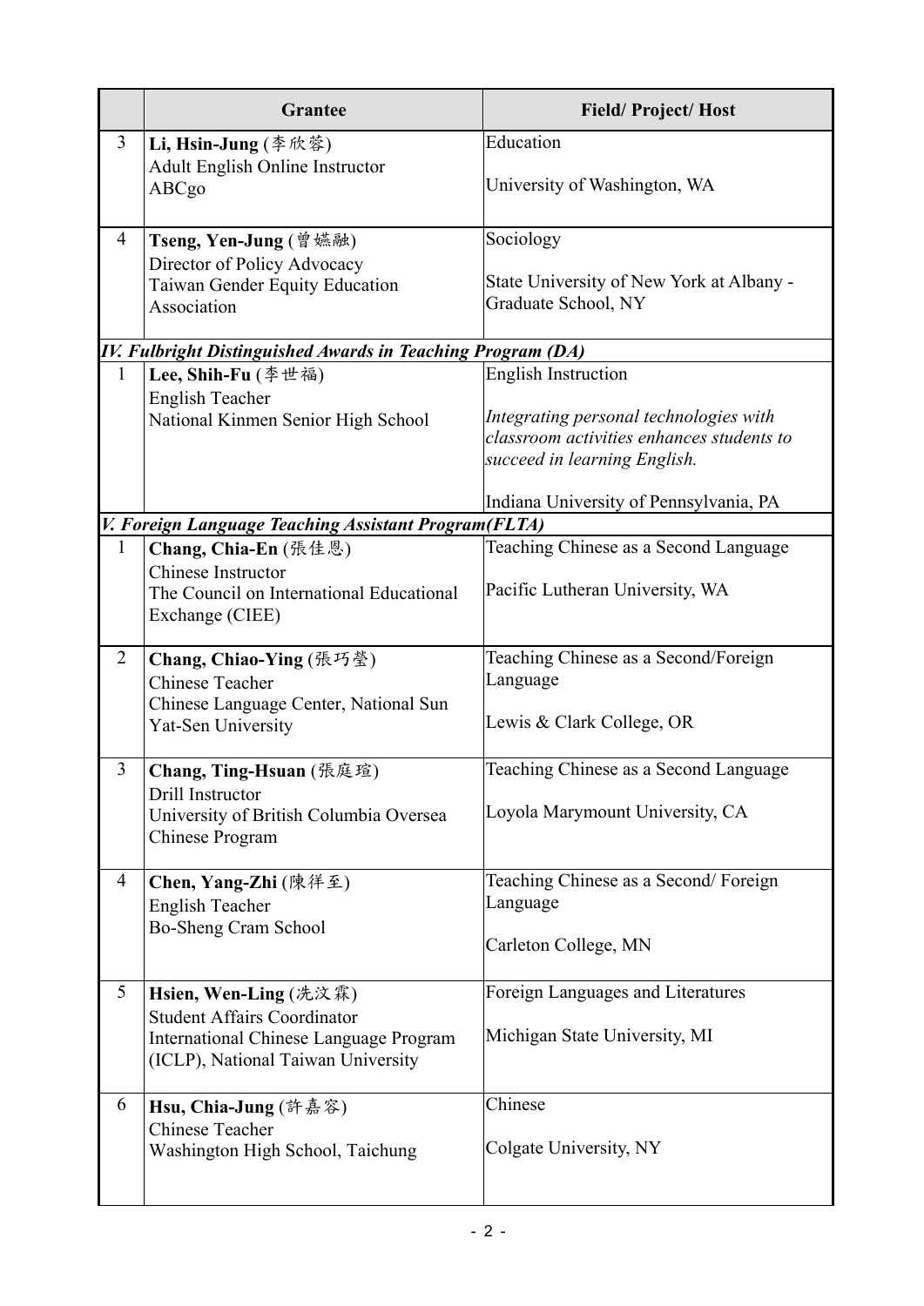|  | Grantee | Field/ Project/ Host |
|---|---|---|
| 3 | **Li, Hsin-Jung** (李欣蓉)<br>Adult English Online Instructor<br>ABCgo | Education<br><br>University of Washington, WA |
| 4 | **Tseng, Yen-Jung** (曾嬿融)<br>Director of Policy Advocacy<br>Taiwan Gender Equity Education Association | Sociology<br><br>State University of New York at Albany - Graduate School, NY |
| ***IV. Fulbright Distinguished Awards in Teaching Program (DA)*** | | |
| 1 | **Lee, Shih-Fu** (李世福)<br>English Teacher<br>National Kinmen Senior High School | English Instruction<br><br>*Integrating personal technologies with classroom activities enhances students to succeed in learning English.*<br><br>Indiana University of Pennsylvania, PA |
| ***V. Foreign Language Teaching Assistant Program(FLTA)*** | | |
| 1 | **Chang, Chia-En** (張佳恩)<br>Chinese Instructor<br>The Council on International Educational Exchange (CIEE) | Teaching Chinese as a Second Language<br><br>Pacific Lutheran University, WA |
| 2 | **Chang, Chiao-Ying** (張巧瑩)<br>Chinese Teacher<br>Chinese Language Center, National Sun Yat-Sen University | Teaching Chinese as a Second/Foreign Language<br><br>Lewis & Clark College, OR |
| 3 | **Chang, Ting-Hsuan** (張庭瑄)<br>Drill Instructor<br>University of British Columbia Oversea Chinese Program | Teaching Chinese as a Second Language<br><br>Loyola Marymount University, CA |
| 4 | **Chen, Yang-Zhi** (陳徉至)<br>English Teacher<br>Bo-Sheng Cram School | Teaching Chinese as a Second/ Foreign Language<br><br>Carleton College, MN |
| 5 | **Hsien, Wen-Ling** (冼汶霖)<br>Student Affairs Coordinator<br>International Chinese Language Program (ICLP), National Taiwan University | Foreign Languages and Literatures<br><br>Michigan State University, MI |
| 6 | **Hsu, Chia-Jung** (許嘉容)<br>Chinese Teacher<br>Washington High School, Taichung | Chinese<br><br>Colgate University, NY |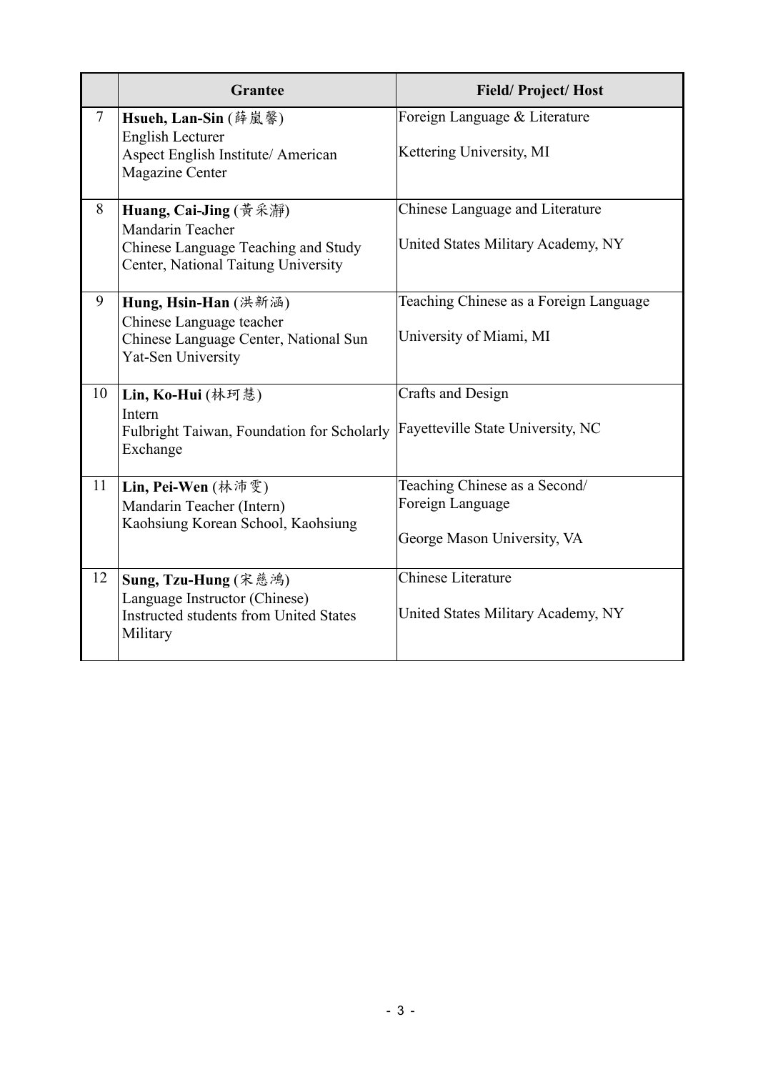| | Grantee | Field/ Project/ Host |
|---|---|---|
| 7 | **Hsueh, Lan-Sin** (薛嵐馨)<br>English Lecturer<br>Aspect English Institute/ American Magazine Center | Foreign Language & Literature<br><br>Kettering University, MI |
| 8 | **Huang, Cai-Jing** (黃采瀞)<br>Mandarin Teacher<br>Chinese Language Teaching and Study Center, National Taitung University | Chinese Language and Literature<br><br>United States Military Academy, NY |
| 9 | **Hung, Hsin-Han** (洪新涵)<br>Chinese Language teacher<br>Chinese Language Center, National Sun Yat-Sen University | Teaching Chinese as a Foreign Language<br><br>University of Miami, MI |
| 10 | **Lin, Ko-Hui** (林珂慧)<br>Intern<br>Fulbright Taiwan, Foundation for Scholarly Exchange | Crafts and Design<br><br>Fayetteville State University, NC |
| 11 | **Lin, Pei-Wen** (林沛雯)<br>Mandarin Teacher (Intern)<br>Kaohsiung Korean School, Kaohsiung | Teaching Chinese as a Second/ Foreign Language<br><br>George Mason University, VA |
| 12 | **Sung, Tzu-Hung** (宋慈鴻)<br>Language Instructor (Chinese)<br>Instructed students from United States Military | Chinese Literature<br><br>United States Military Academy, NY |